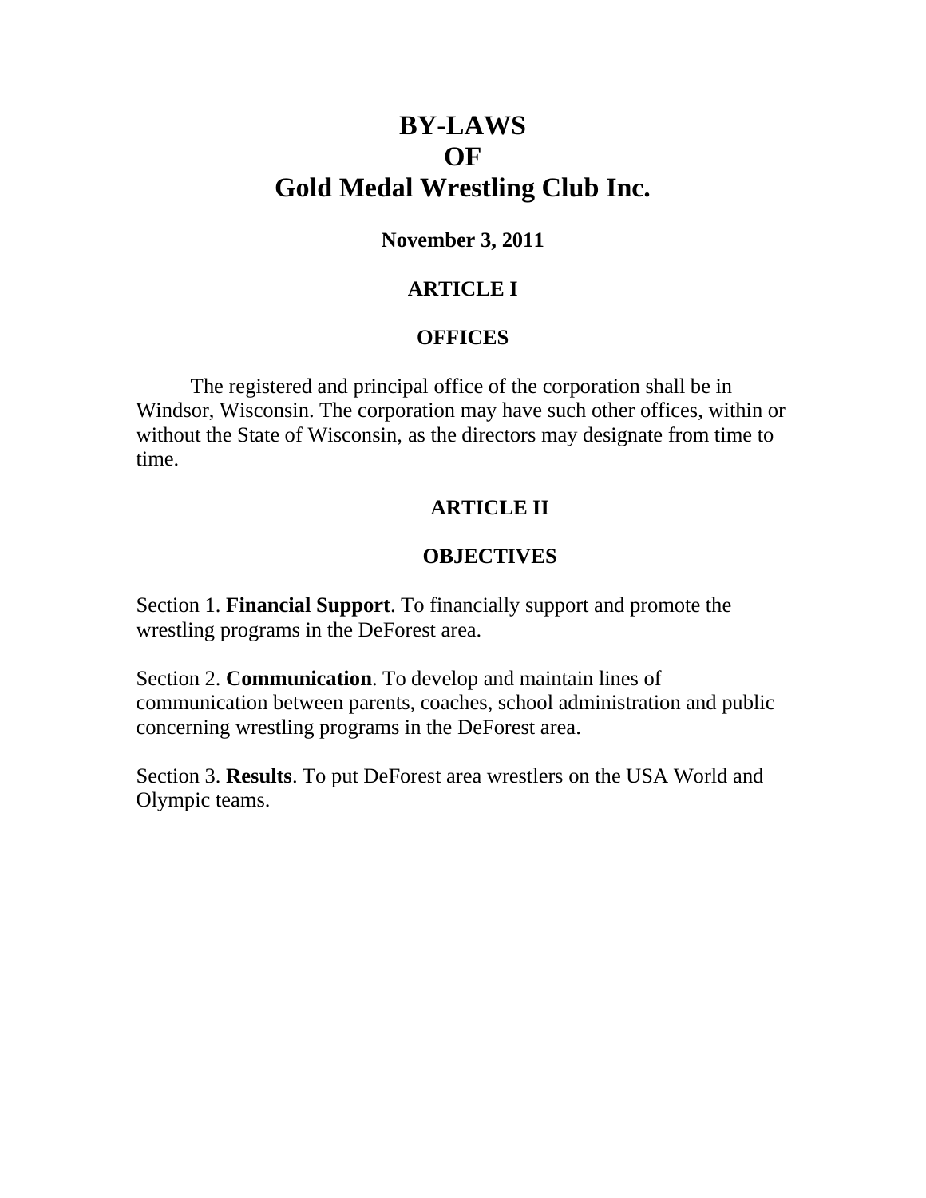# BY-LAWS
# OF
# Gold Medal Wrestling Club Inc.

**November 3, 2011**

## ARTICLE I

## OFFICES

The registered and principal office of the corporation shall be in Windsor, Wisconsin. The corporation may have such other offices, within or without the State of Wisconsin, as the directors may designate from time to time.

## ARTICLE II

## OBJECTIVES

Section 1. **Financial Support**. To financially support and promote the wrestling programs in the DeForest area.

Section 2. **Communication**. To develop and maintain lines of communication between parents, coaches, school administration and public concerning wrestling programs in the DeForest area.

Section 3. **Results**. To put DeForest area wrestlers on the USA World and Olympic teams.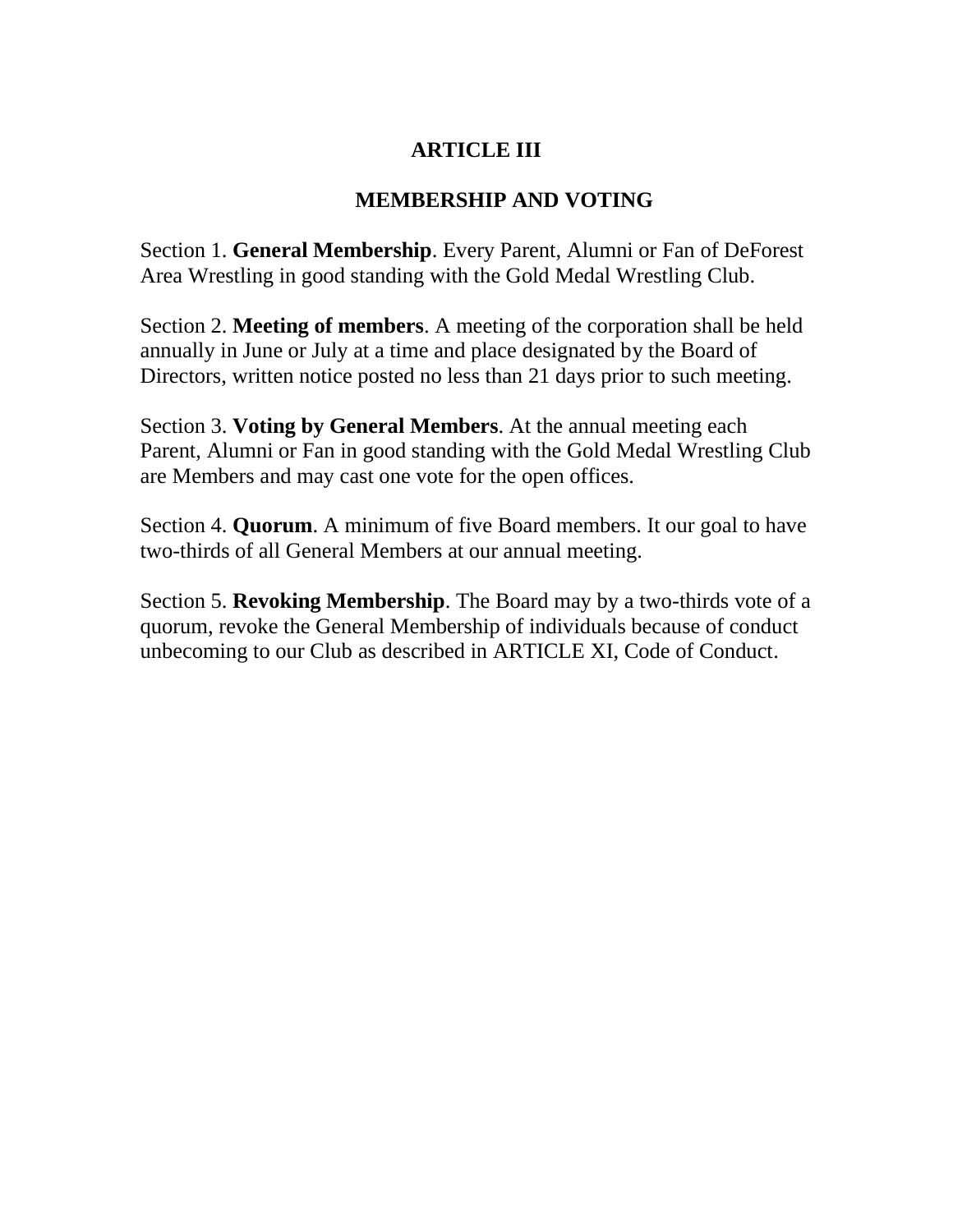## ARTICLE III

## MEMBERSHIP AND VOTING

Section 1. **General Membership**. Every Parent, Alumni or Fan of DeForest Area Wrestling in good standing with the Gold Medal Wrestling Club.

Section 2. **Meeting of members**. A meeting of the corporation shall be held annually in June or July at a time and place designated by the Board of Directors, written notice posted no less than 21 days prior to such meeting.

Section 3. **Voting by General Members**. At the annual meeting each Parent, Alumni or Fan in good standing with the Gold Medal Wrestling Club are Members and may cast one vote for the open offices.

Section 4. **Quorum**. A minimum of five Board members. It our goal to have two-thirds of all General Members at our annual meeting.

Section 5. **Revoking Membership**. The Board may by a two-thirds vote of a quorum, revoke the General Membership of individuals because of conduct unbecoming to our Club as described in ARTICLE XI, Code of Conduct.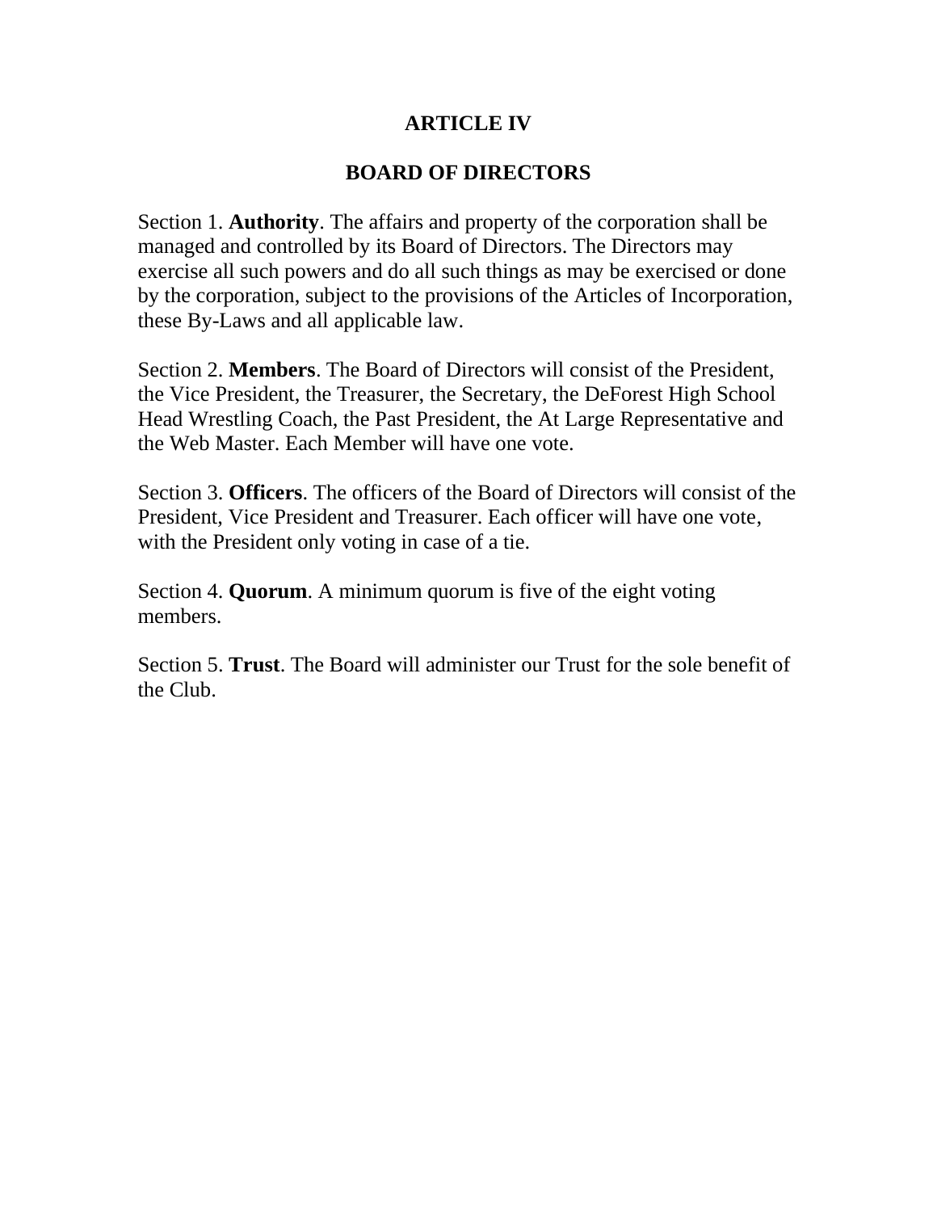# ARTICLE IV

## BOARD OF DIRECTORS

Section 1. **Authority**. The affairs and property of the corporation shall be managed and controlled by its Board of Directors. The Directors may exercise all such powers and do all such things as may be exercised or done by the corporation, subject to the provisions of the Articles of Incorporation, these By-Laws and all applicable law.

Section 2. **Members**. The Board of Directors will consist of the President, the Vice President, the Treasurer, the Secretary, the DeForest High School Head Wrestling Coach, the Past President, the At Large Representative and the Web Master. Each Member will have one vote.

Section 3. **Officers**. The officers of the Board of Directors will consist of the President, Vice President and Treasurer. Each officer will have one vote, with the President only voting in case of a tie.

Section 4. **Quorum**. A minimum quorum is five of the eight voting members.

Section 5. **Trust**. The Board will administer our Trust for the sole benefit of the Club.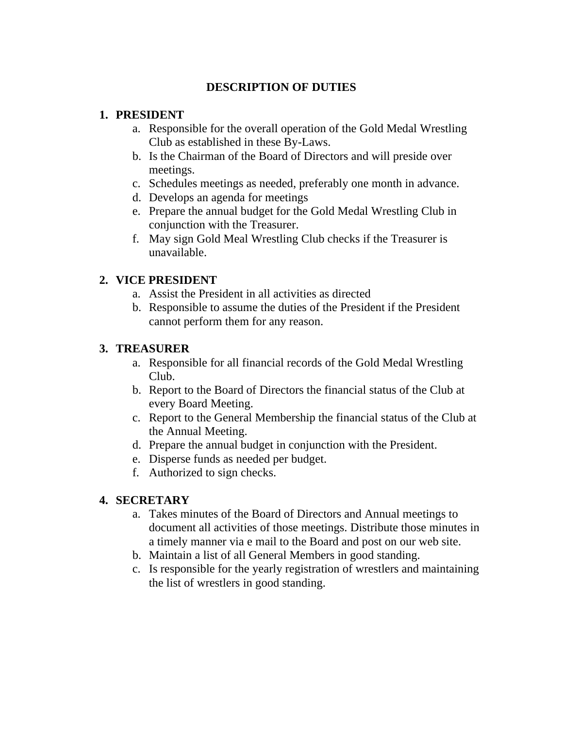# DESCRIPTION OF DUTIES

1. **PRESIDENT**
   a. Responsible for the overall operation of the Gold Medal Wrestling Club as established in these By-Laws.
   b. Is the Chairman of the Board of Directors and will preside over meetings.
   c. Schedules meetings as needed, preferably one month in advance.
   d. Develops an agenda for meetings
   e. Prepare the annual budget for the Gold Medal Wrestling Club in conjunction with the Treasurer.
   f. May sign Gold Meal Wrestling Club checks if the Treasurer is unavailable.

2. **VICE PRESIDENT**
   a. Assist the President in all activities as directed
   b. Responsible to assume the duties of the President if the President cannot perform them for any reason.

3. **TREASURER**
   a. Responsible for all financial records of the Gold Medal Wrestling Club.
   b. Report to the Board of Directors the financial status of the Club at every Board Meeting.
   c. Report to the General Membership the financial status of the Club at the Annual Meeting.
   d. Prepare the annual budget in conjunction with the President.
   e. Disperse funds as needed per budget.
   f. Authorized to sign checks.

4. **SECRETARY**
   a. Takes minutes of the Board of Directors and Annual meetings to document all activities of those meetings. Distribute those minutes in a timely manner via e mail to the Board and post on our web site.
   b. Maintain a list of all General Members in good standing.
   c. Is responsible for the yearly registration of wrestlers and maintaining the list of wrestlers in good standing.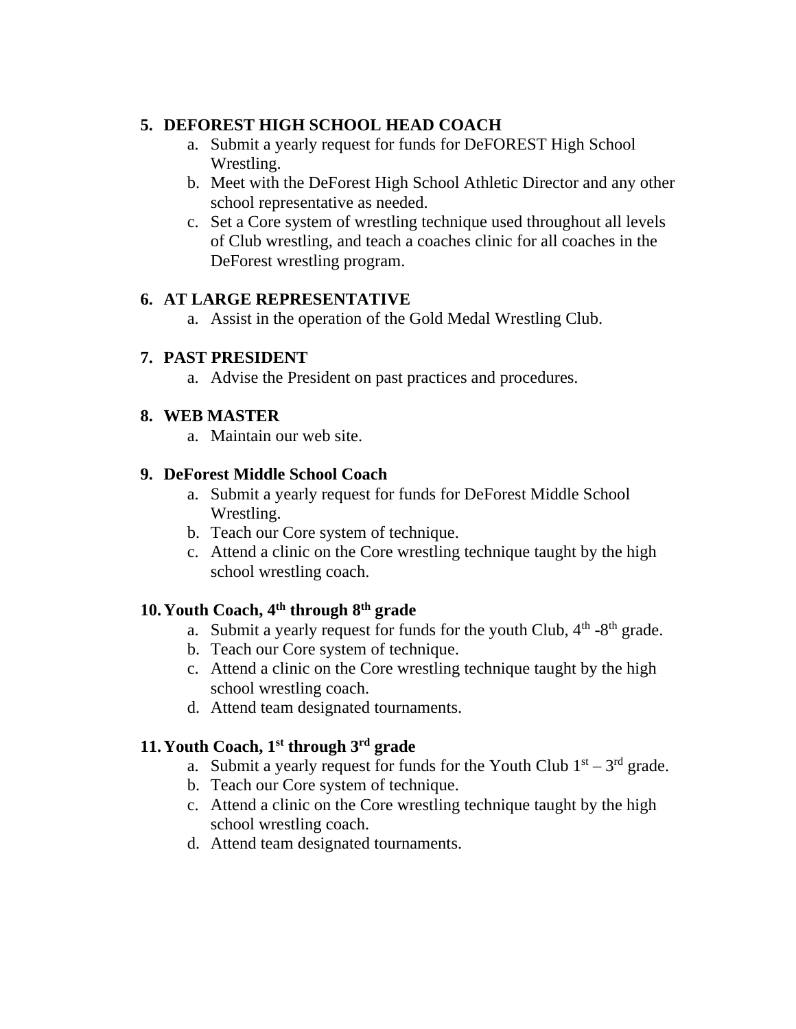5. **DEFOREST HIGH SCHOOL HEAD COACH**
    a. Submit a yearly request for funds for DeFOREST High School Wrestling.
    b. Meet with the DeForest High School Athletic Director and any other school representative as needed.
    c. Set a Core system of wrestling technique used throughout all levels of Club wrestling, and teach a coaches clinic for all coaches in the DeForest wrestling program.

6. **AT LARGE REPRESENTATIVE**
    a. Assist in the operation of the Gold Medal Wrestling Club.

7. **PAST PRESIDENT**
    a. Advise the President on past practices and procedures.

8. **WEB MASTER**
    a. Maintain our web site.

9. **DeForest Middle School Coach**
    a. Submit a yearly request for funds for DeForest Middle School Wrestling.
    b. Teach our Core system of technique.
    c. Attend a clinic on the Core wrestling technique taught by the high school wrestling coach.

10. **Youth Coach, 4th through 8th grade**
    a. Submit a yearly request for funds for the youth Club, 4th -8th grade.
    b. Teach our Core system of technique.
    c. Attend a clinic on the Core wrestling technique taught by the high school wrestling coach.
    d. Attend team designated tournaments.

11. **Youth Coach, 1st through 3rd grade**
    a. Submit a yearly request for funds for the Youth Club 1st – 3rd grade.
    b. Teach our Core system of technique.
    c. Attend a clinic on the Core wrestling technique taught by the high school wrestling coach.
    d. Attend team designated tournaments.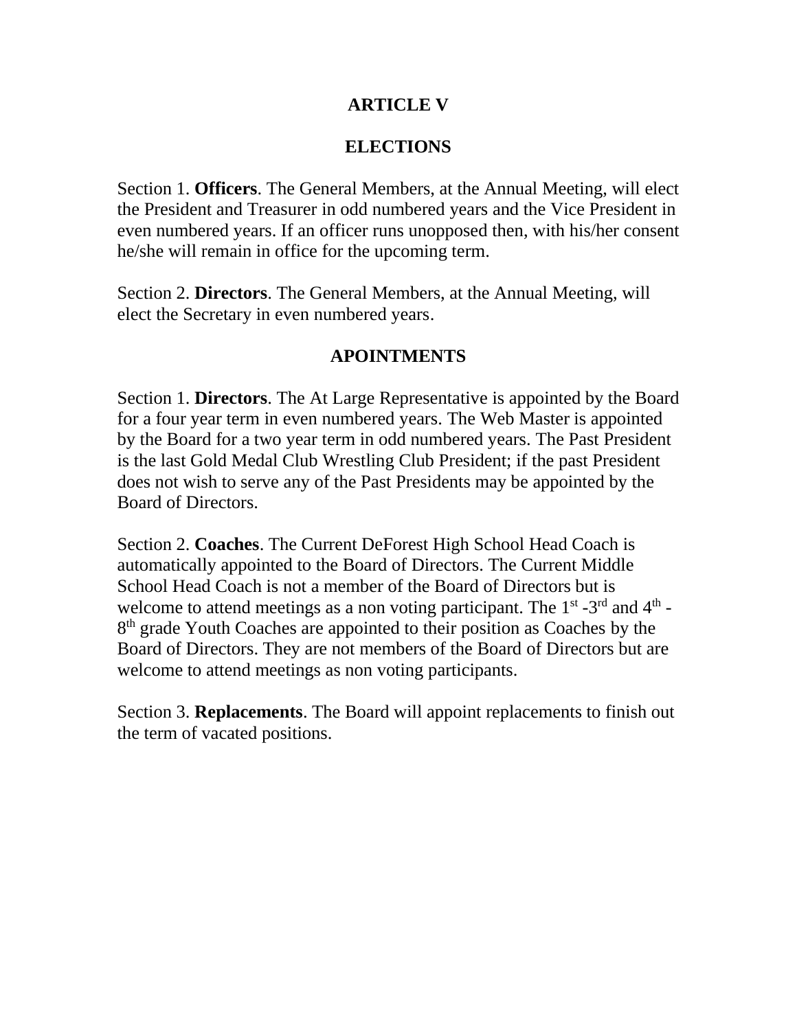# ARTICLE V

## ELECTIONS

Section 1. **Officers**. The General Members, at the Annual Meeting, will elect the President and Treasurer in odd numbered years and the Vice President in even numbered years. If an officer runs unopposed then, with his/her consent he/she will remain in office for the upcoming term.

Section 2. **Directors**. The General Members, at the Annual Meeting, will elect the Secretary in even numbered years.

## APOINTMENTS

Section 1. **Directors**. The At Large Representative is appointed by the Board for a four year term in even numbered years. The Web Master is appointed by the Board for a two year term in odd numbered years. The Past President is the last Gold Medal Club Wrestling Club President; if the past President does not wish to serve any of the Past Presidents may be appointed by the Board of Directors.

Section 2. **Coaches**. The Current DeForest High School Head Coach is automatically appointed to the Board of Directors. The Current Middle School Head Coach is not a member of the Board of Directors but is welcome to attend meetings as a non voting participant. The 1st -3rd and 4th -8th grade Youth Coaches are appointed to their position as Coaches by the Board of Directors. They are not members of the Board of Directors but are welcome to attend meetings as non voting participants.

Section 3. **Replacements**. The Board will appoint replacements to finish out the term of vacated positions.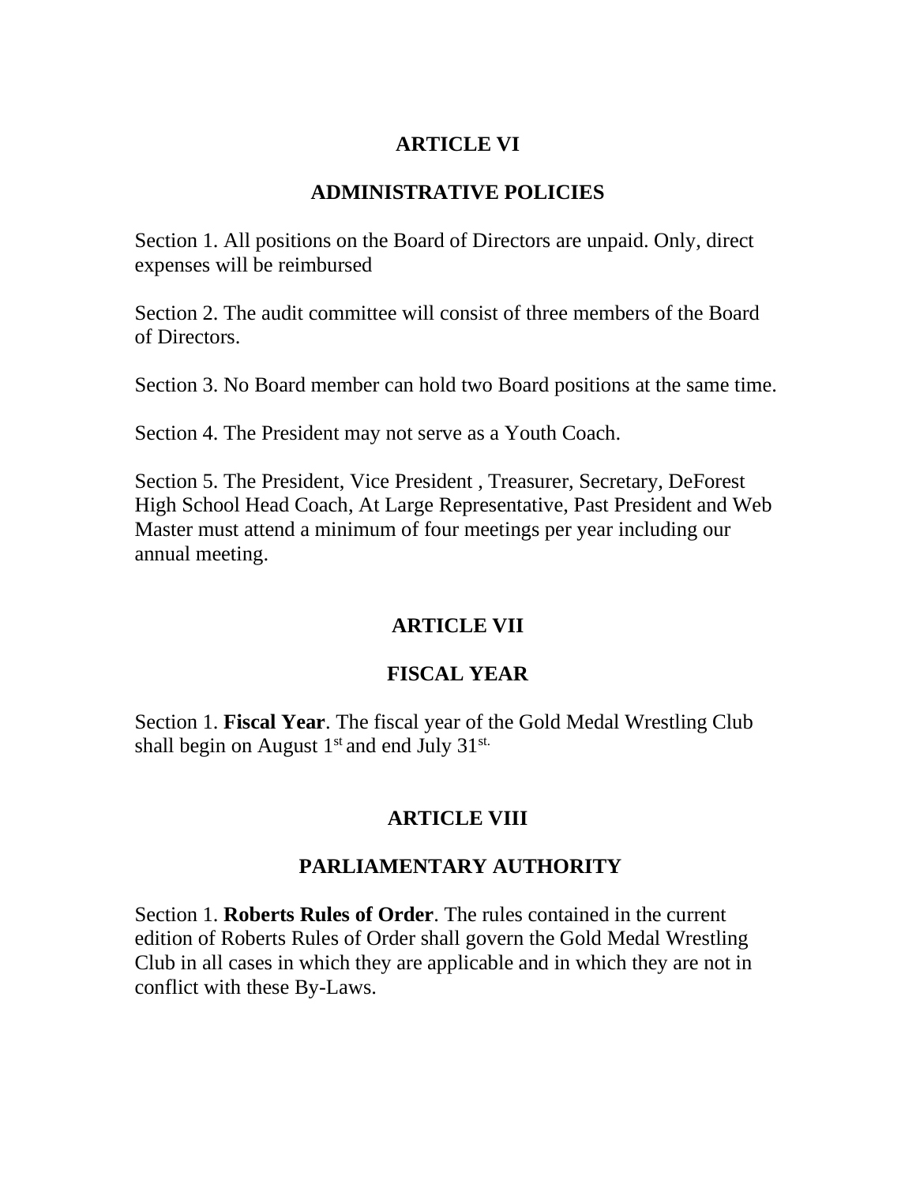## ARTICLE VI

## ADMINISTRATIVE POLICIES

Section 1. All positions on the Board of Directors are unpaid. Only, direct expenses will be reimbursed

Section 2. The audit committee will consist of three members of the Board of Directors.

Section 3. No Board member can hold two Board positions at the same time.

Section 4. The President may not serve as a Youth Coach.

Section 5. The President, Vice President , Treasurer, Secretary, DeForest High School Head Coach, At Large Representative, Past President and Web Master must attend a minimum of four meetings per year including our annual meeting.

## ARTICLE VII

## FISCAL YEAR

Section 1. **Fiscal Year**. The fiscal year of the Gold Medal Wrestling Club shall begin on August 1st and end July 31st.

## ARTICLE VIII

## PARLIAMENTARY AUTHORITY

Section 1. **Roberts Rules of Order**. The rules contained in the current edition of Roberts Rules of Order shall govern the Gold Medal Wrestling Club in all cases in which they are applicable and in which they are not in conflict with these By-Laws.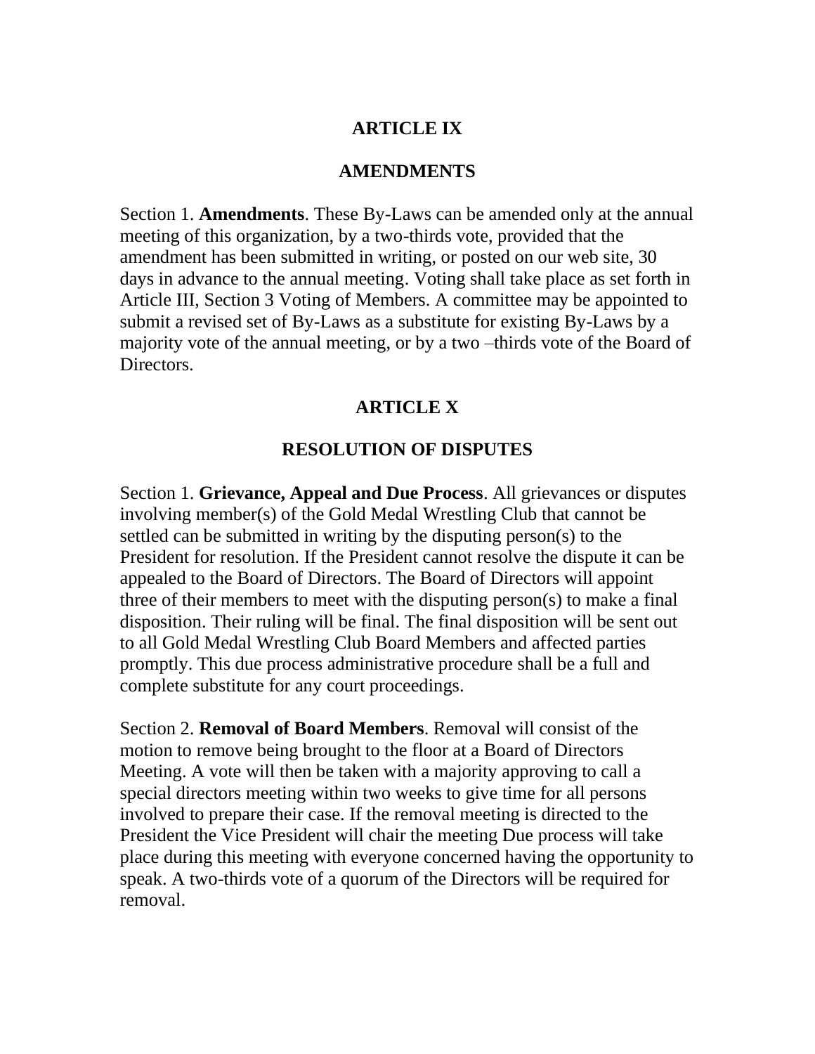## ARTICLE IX

## AMENDMENTS

Section 1. **Amendments**. These By-Laws can be amended only at the annual meeting of this organization, by a two-thirds vote, provided that the amendment has been submitted in writing, or posted on our web site, 30 days in advance to the annual meeting. Voting shall take place as set forth in Article III, Section 3 Voting of Members. A committee may be appointed to submit a revised set of By-Laws as a substitute for existing By-Laws by a majority vote of the annual meeting, or by a two –thirds vote of the Board of Directors.

## ARTICLE X

## RESOLUTION OF DISPUTES

Section 1. **Grievance, Appeal and Due Process**. All grievances or disputes involving member(s) of the Gold Medal Wrestling Club that cannot be settled can be submitted in writing by the disputing person(s) to the President for resolution. If the President cannot resolve the dispute it can be appealed to the Board of Directors. The Board of Directors will appoint three of their members to meet with the disputing person(s) to make a final disposition. Their ruling will be final. The final disposition will be sent out to all Gold Medal Wrestling Club Board Members and affected parties promptly. This due process administrative procedure shall be a full and complete substitute for any court proceedings.

Section 2. **Removal of Board Members**. Removal will consist of the motion to remove being brought to the floor at a Board of Directors Meeting. A vote will then be taken with a majority approving to call a special directors meeting within two weeks to give time for all persons involved to prepare their case. If the removal meeting is directed to the President the Vice President will chair the meeting Due process will take place during this meeting with everyone concerned having the opportunity to speak. A two-thirds vote of a quorum of the Directors will be required for removal.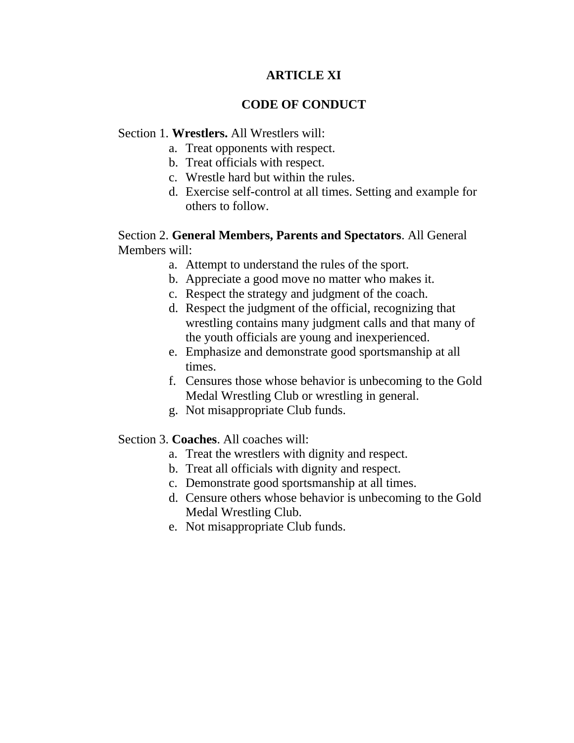# ARTICLE XI

## CODE OF CONDUCT

Section 1. **Wrestlers.** All Wrestlers will:

a. Treat opponents with respect.
b. Treat officials with respect.
c. Wrestle hard but within the rules.
d. Exercise self-control at all times. Setting and example for others to follow.

Section 2. **General Members, Parents and Spectators**. All General Members will:

a. Attempt to understand the rules of the sport.
b. Appreciate a good move no matter who makes it.
c. Respect the strategy and judgment of the coach.
d. Respect the judgment of the official, recognizing that wrestling contains many judgment calls and that many of the youth officials are young and inexperienced.
e. Emphasize and demonstrate good sportsmanship at all times.
f. Censures those whose behavior is unbecoming to the Gold Medal Wrestling Club or wrestling in general.
g. Not misappropriate Club funds.

Section 3. **Coaches**. All coaches will:

a. Treat the wrestlers with dignity and respect.
b. Treat all officials with dignity and respect.
c. Demonstrate good sportsmanship at all times.
d. Censure others whose behavior is unbecoming to the Gold Medal Wrestling Club.
e. Not misappropriate Club funds.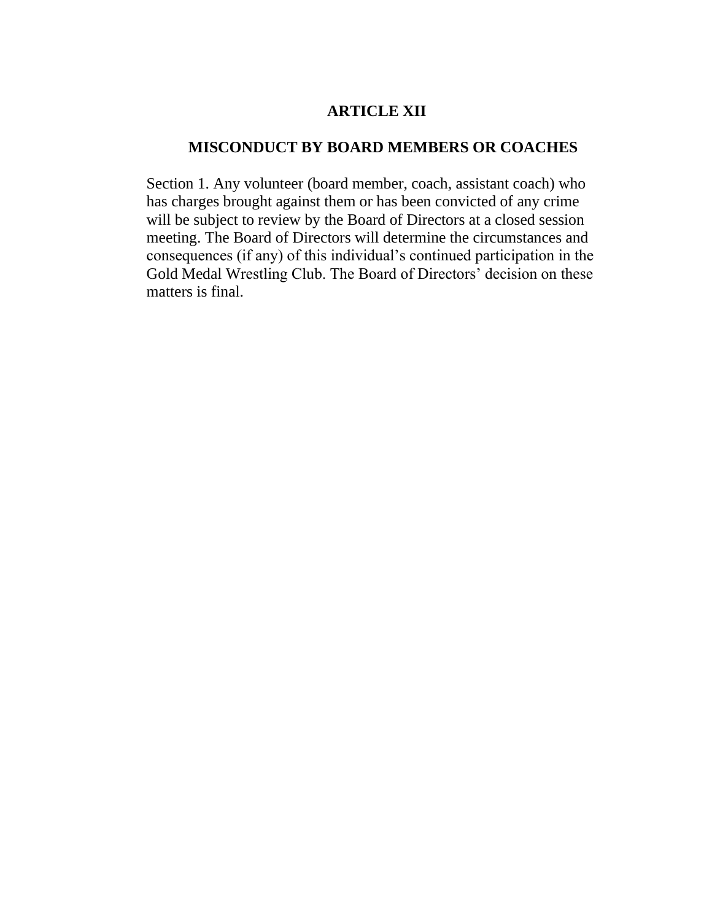## ARTICLE XII

## MISCONDUCT BY BOARD MEMBERS OR COACHES

Section 1. Any volunteer (board member, coach, assistant coach) who has charges brought against them or has been convicted of any crime will be subject to review by the Board of Directors at a closed session meeting. The Board of Directors will determine the circumstances and consequences (if any) of this individual's continued participation in the Gold Medal Wrestling Club. The Board of Directors' decision on these matters is final.